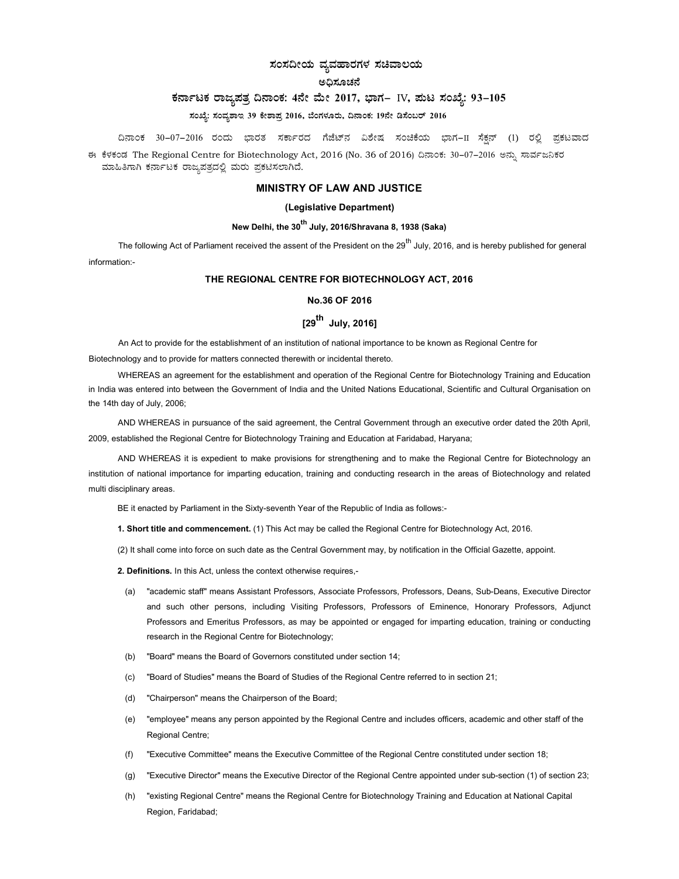# ಸಂಸದೀಯ ವ್ಯವಹಾರಗಳ ಸಚಿವಾಲಯ

## ಅಧಿಸೂಚನೆ

## ಕರ್ನಾಟಕ ರಾಜ್ಯಪತ್ರ ದಿನಾಂಕ: 4ನೇ ಮೇ 2017, ಭಾಗ– IV, ಪುಟ ಸಂಖ್ಯೆ: 93–105

**ಸಂಖ್ಯೆ: ಸಂವ್ಯಶಾಇ 39 ಕೇಶಾಪ್ರ 2016, ಬೆಂಗಳೂರು, ದಿನಾಂಕ: 19ನೇ ಡಿಸೆಂಬರ್ 2016**

ದಿನಾಂಕ 30–07–2016 ರಂದು ಭಾರತ ಸರ್ಕಾರದ ಗೆಜೆಟ್‌ನ ವಿಶೇಷ ಸಂಚಿಕೆಯ ಭಾಗ–II ಸೆಕ್ಷನ್ (1) ರಲ್ಲಿ ಪ್ರಕಟವಾದ ಈ ಕೆಳಕಂಡ The Regional Centre for Biotechnology Act, 2016 (No. 36 of 2016) ದಿನಾಂಕ: 30–07–2016 ಅನ್ನು ಸಾರ್ವಜನಿಕರ ಮಾಹಿತಿಗಾಗಿ ಕರ್ನಾಟಕ ರಾಜ್ಯಪತ್ರದಲ್ಲಿ ಮರು ಪ್ರಕಟಿಸಲಾಗಿದೆ.

## MINISTRY OF LAW AND JUSTICE

### (Legislative Department)

**New Delhi, the 30th July, 2016/Shravana 8, 1938 (Saka)**

The following Act of Parliament received the assent of the President on the 29th July, 2016, and is hereby published for general information:-

## THE REGIONAL CENTRE FOR BIOTECHNOLOGY ACT, 2016

**No.36 OF 2016**

**[29th July, 2016]**

An Act to provide for the establishment of an institution of national importance to be known as Regional Centre for Biotechnology and to provide for matters connected therewith or incidental thereto.

WHEREAS an agreement for the establishment and operation of the Regional Centre for Biotechnology Training and Education in India was entered into between the Government of India and the United Nations Educational, Scientific and Cultural Organisation on the 14th day of July, 2006;

AND WHEREAS in pursuance of the said agreement, the Central Government through an executive order dated the 20th April, 2009, established the Regional Centre for Biotechnology Training and Education at Faridabad, Haryana;

AND WHEREAS it is expedient to make provisions for strengthening and to make the Regional Centre for Biotechnology an institution of national importance for imparting education, training and conducting research in the areas of Biotechnology and related multi disciplinary areas.

BE it enacted by Parliament in the Sixty-seventh Year of the Republic of India as follows:-

**1. Short title and commencement.** (1) This Act may be called the Regional Centre for Biotechnology Act, 2016.

(2) It shall come into force on such date as the Central Government may, by notification in the Official Gazette, appoint.

**2. Definitions.** In this Act, unless the context otherwise requires,-

(a) "academic staff" means Assistant Professors, Associate Professors, Professors, Deans, Sub-Deans, Executive Director and such other persons, including Visiting Professors, Professors of Eminence, Honorary Professors, Adjunct Professors and Emeritus Professors, as may be appointed or engaged for imparting education, training or conducting research in the Regional Centre for Biotechnology;

(b) "Board" means the Board of Governors constituted under section 14;

(c) "Board of Studies" means the Board of Studies of the Regional Centre referred to in section 21;

(d) "Chairperson" means the Chairperson of the Board;

(e) "employee" means any person appointed by the Regional Centre and includes officers, academic and other staff of the Regional Centre;

(f) "Executive Committee" means the Executive Committee of the Regional Centre constituted under section 18;

(g) "Executive Director" means the Executive Director of the Regional Centre appointed under sub-section (1) of section 23;

(h) "existing Regional Centre" means the Regional Centre for Biotechnology Training and Education at National Capital Region, Faridabad;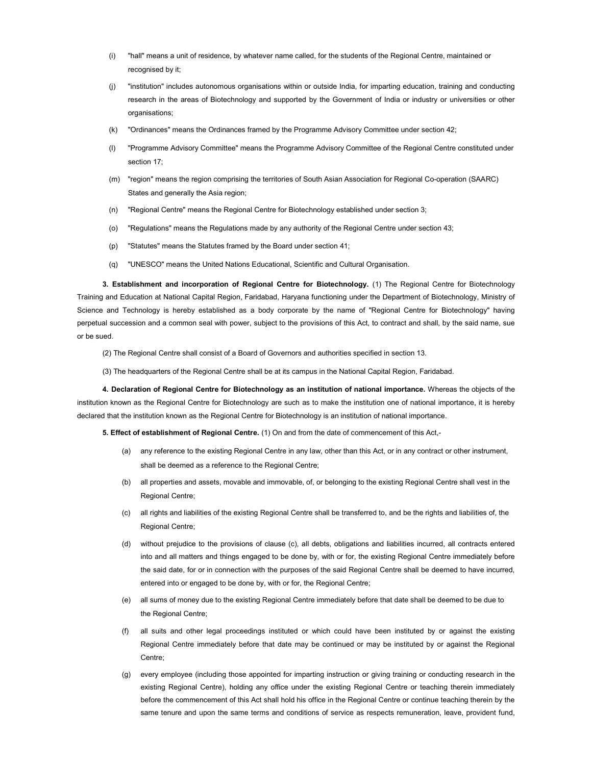(i) "hall" means a unit of residence, by whatever name called, for the students of the Regional Centre, maintained or recognised by it;

(j) "institution" includes autonomous organisations within or outside India, for imparting education, training and conducting research in the areas of Biotechnology and supported by the Government of India or industry or universities or other organisations;

(k) "Ordinances" means the Ordinances framed by the Programme Advisory Committee under section 42;

(l) "Programme Advisory Committee" means the Programme Advisory Committee of the Regional Centre constituted under section 17;

(m) "region" means the region comprising the territories of South Asian Association for Regional Co-operation (SAARC) States and generally the Asia region;

(n) "Regional Centre" means the Regional Centre for Biotechnology established under section 3;

(o) "Regulations" means the Regulations made by any authority of the Regional Centre under section 43;

(p) "Statutes" means the Statutes framed by the Board under section 41;

(q) "UNESCO" means the United Nations Educational, Scientific and Cultural Organisation.

**3. Establishment and incorporation of Regional Centre for Biotechnology.** (1) The Regional Centre for Biotechnology Training and Education at National Capital Region, Faridabad, Haryana functioning under the Department of Biotechnology, Ministry of Science and Technology is hereby established as a body corporate by the name of "Regional Centre for Biotechnology" having perpetual succession and a common seal with power, subject to the provisions of this Act, to contract and shall, by the said name, sue or be sued.

(2) The Regional Centre shall consist of a Board of Governors and authorities specified in section 13.

(3) The headquarters of the Regional Centre shall be at its campus in the National Capital Region, Faridabad.

**4. Declaration of Regional Centre for Biotechnology as an institution of national importance.** Whereas the objects of the institution known as the Regional Centre for Biotechnology are such as to make the institution one of national importance, it is hereby declared that the institution known as the Regional Centre for Biotechnology is an institution of national importance.

**5. Effect of establishment of Regional Centre.** (1) On and from the date of commencement of this Act,-

(a) any reference to the existing Regional Centre in any law, other than this Act, or in any contract or other instrument, shall be deemed as a reference to the Regional Centre;

(b) all properties and assets, movable and immovable, of, or belonging to the existing Regional Centre shall vest in the Regional Centre;

(c) all rights and liabilities of the existing Regional Centre shall be transferred to, and be the rights and liabilities of, the Regional Centre;

(d) without prejudice to the provisions of clause (c), all debts, obligations and liabilities incurred, all contracts entered into and all matters and things engaged to be done by, with or for, the existing Regional Centre immediately before the said date, for or in connection with the purposes of the said Regional Centre shall be deemed to have incurred, entered into or engaged to be done by, with or for, the Regional Centre;

(e) all sums of money due to the existing Regional Centre immediately before that date shall be deemed to be due to the Regional Centre;

(f) all suits and other legal proceedings instituted or which could have been instituted by or against the existing Regional Centre immediately before that date may be continued or may be instituted by or against the Regional Centre;

(g) every employee (including those appointed for imparting instruction or giving training or conducting research in the existing Regional Centre), holding any office under the existing Regional Centre or teaching therein immediately before the commencement of this Act shall hold his office in the Regional Centre or continue teaching therein by the same tenure and upon the same terms and conditions of service as respects remuneration, leave, provident fund,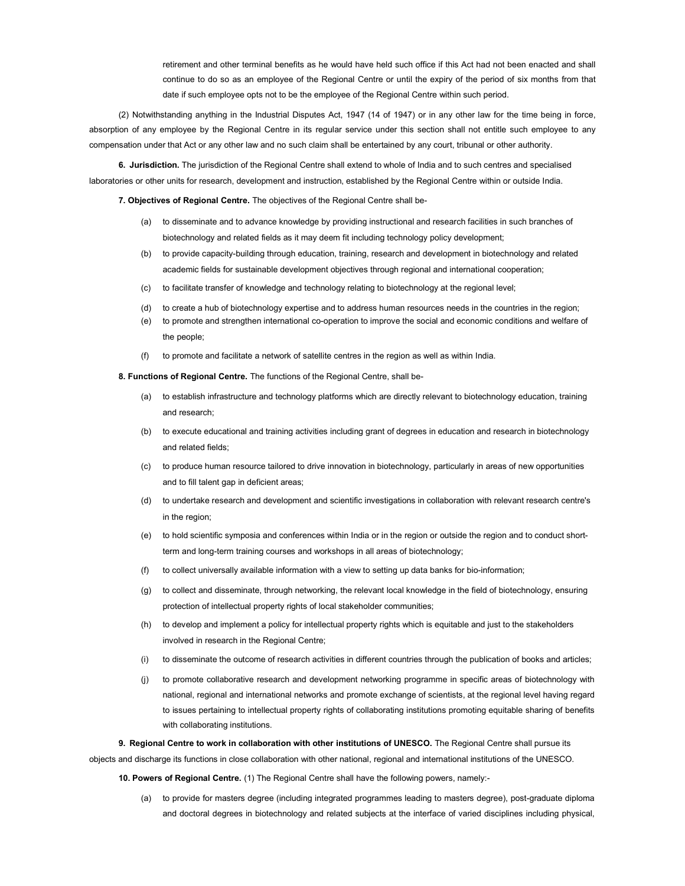retirement and other terminal benefits as he would have held such office if this Act had not been enacted and shall continue to do so as an employee of the Regional Centre or until the expiry of the period of six months from that date if such employee opts not to be the employee of the Regional Centre within such period.

(2) Notwithstanding anything in the Industrial Disputes Act, 1947 (14 of 1947) or in any other law for the time being in force, absorption of any employee by the Regional Centre in its regular service under this section shall not entitle such employee to any compensation under that Act or any other law and no such claim shall be entertained by any court, tribunal or other authority.

**6. Jurisdiction.** The jurisdiction of the Regional Centre shall extend to whole of India and to such centres and specialised laboratories or other units for research, development and instruction, established by the Regional Centre within or outside India.

**7. Objectives of Regional Centre.** The objectives of the Regional Centre shall be-

(a) to disseminate and to advance knowledge by providing instructional and research facilities in such branches of biotechnology and related fields as it may deem fit including technology policy development;

(b) to provide capacity-building through education, training, research and development in biotechnology and related academic fields for sustainable development objectives through regional and international cooperation;

(c) to facilitate transfer of knowledge and technology relating to biotechnology at the regional level;

(d) to create a hub of biotechnology expertise and to address human resources needs in the countries in the region;

(e) to promote and strengthen international co-operation to improve the social and economic conditions and welfare of the people;

(f) to promote and facilitate a network of satellite centres in the region as well as within India.

**8. Functions of Regional Centre.** The functions of the Regional Centre, shall be-

(a) to establish infrastructure and technology platforms which are directly relevant to biotechnology education, training and research;

(b) to execute educational and training activities including grant of degrees in education and research in biotechnology and related fields;

(c) to produce human resource tailored to drive innovation in biotechnology, particularly in areas of new opportunities and to fill talent gap in deficient areas;

(d) to undertake research and development and scientific investigations in collaboration with relevant research centre's in the region;

(e) to hold scientific symposia and conferences within India or in the region or outside the region and to conduct short-term and long-term training courses and workshops in all areas of biotechnology;

(f) to collect universally available information with a view to setting up data banks for bio-information;

(g) to collect and disseminate, through networking, the relevant local knowledge in the field of biotechnology, ensuring protection of intellectual property rights of local stakeholder communities;

(h) to develop and implement a policy for intellectual property rights which is equitable and just to the stakeholders involved in research in the Regional Centre;

(i) to disseminate the outcome of research activities in different countries through the publication of books and articles;

(j) to promote collaborative research and development networking programme in specific areas of biotechnology with national, regional and international networks and promote exchange of scientists, at the regional level having regard to issues pertaining to intellectual property rights of collaborating institutions promoting equitable sharing of benefits with collaborating institutions.

**9. Regional Centre to work in collaboration with other institutions of UNESCO.** The Regional Centre shall pursue its objects and discharge its functions in close collaboration with other national, regional and international institutions of the UNESCO.

**10. Powers of Regional Centre.** (1) The Regional Centre shall have the following powers, namely:-

(a) to provide for masters degree (including integrated programmes leading to masters degree), post-graduate diploma and doctoral degrees in biotechnology and related subjects at the interface of varied disciplines including physical,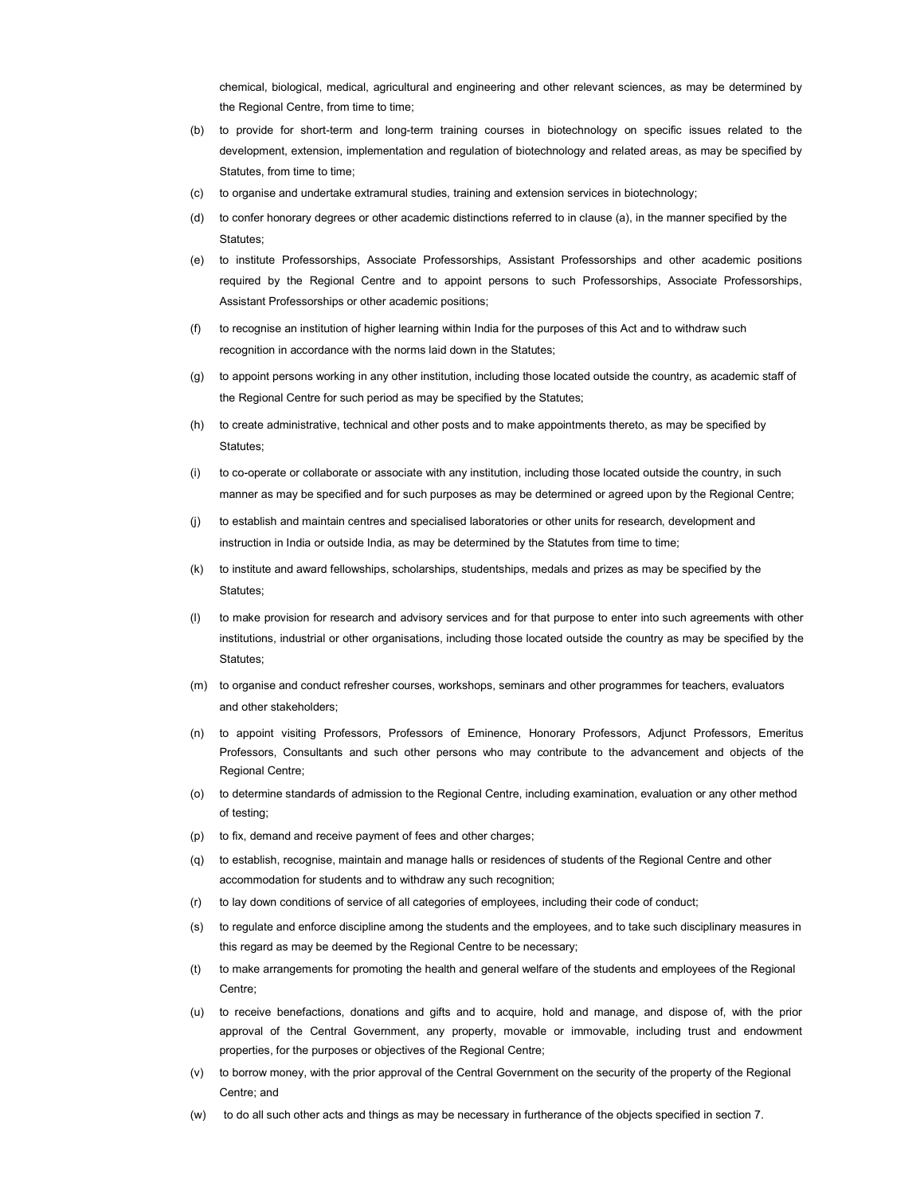chemical, biological, medical, agricultural and engineering and other relevant sciences, as may be determined by the Regional Centre, from time to time;

(b) to provide for short-term and long-term training courses in biotechnology on specific issues related to the development, extension, implementation and regulation of biotechnology and related areas, as may be specified by Statutes, from time to time;

(c) to organise and undertake extramural studies, training and extension services in biotechnology;

(d) to confer honorary degrees or other academic distinctions referred to in clause (a), in the manner specified by the Statutes;

(e) to institute Professorships, Associate Professorships, Assistant Professorships and other academic positions required by the Regional Centre and to appoint persons to such Professorships, Associate Professorships, Assistant Professorships or other academic positions;

(f) to recognise an institution of higher learning within India for the purposes of this Act and to withdraw such recognition in accordance with the norms laid down in the Statutes;

(g) to appoint persons working in any other institution, including those located outside the country, as academic staff of the Regional Centre for such period as may be specified by the Statutes;

(h) to create administrative, technical and other posts and to make appointments thereto, as may be specified by Statutes;

(i) to co-operate or collaborate or associate with any institution, including those located outside the country, in such manner as may be specified and for such purposes as may be determined or agreed upon by the Regional Centre;

(j) to establish and maintain centres and specialised laboratories or other units for research, development and instruction in India or outside India, as may be determined by the Statutes from time to time;

(k) to institute and award fellowships, scholarships, studentships, medals and prizes as may be specified by the Statutes;

(l) to make provision for research and advisory services and for that purpose to enter into such agreements with other institutions, industrial or other organisations, including those located outside the country as may be specified by the Statutes;

(m) to organise and conduct refresher courses, workshops, seminars and other programmes for teachers, evaluators and other stakeholders;

(n) to appoint visiting Professors, Professors of Eminence, Honorary Professors, Adjunct Professors, Emeritus Professors, Consultants and such other persons who may contribute to the advancement and objects of the Regional Centre;

(o) to determine standards of admission to the Regional Centre, including examination, evaluation or any other method of testing;

(p) to fix, demand and receive payment of fees and other charges;

(q) to establish, recognise, maintain and manage halls or residences of students of the Regional Centre and other accommodation for students and to withdraw any such recognition;

(r) to lay down conditions of service of all categories of employees, including their code of conduct;

(s) to regulate and enforce discipline among the students and the employees, and to take such disciplinary measures in this regard as may be deemed by the Regional Centre to be necessary;

(t) to make arrangements for promoting the health and general welfare of the students and employees of the Regional Centre;

(u) to receive benefactions, donations and gifts and to acquire, hold and manage, and dispose of, with the prior approval of the Central Government, any property, movable or immovable, including trust and endowment properties, for the purposes or objectives of the Regional Centre;

(v) to borrow money, with the prior approval of the Central Government on the security of the property of the Regional Centre; and

(w) to do all such other acts and things as may be necessary in furtherance of the objects specified in section 7.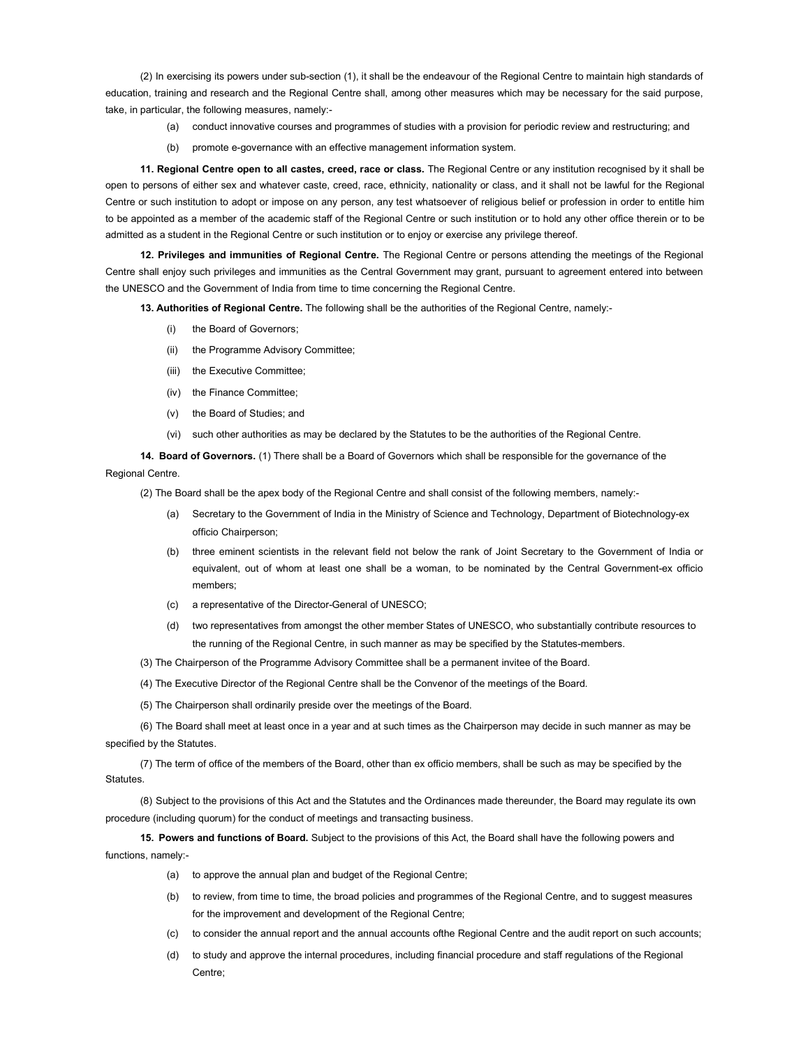(2) In exercising its powers under sub-section (1), it shall be the endeavour of the Regional Centre to maintain high standards of education, training and research and the Regional Centre shall, among other measures which may be necessary for the said purpose, take, in particular, the following measures, namely:-

(a) conduct innovative courses and programmes of studies with a provision for periodic review and restructuring; and

(b) promote e-governance with an effective management information system.

**11. Regional Centre open to all castes, creed, race or class.** The Regional Centre or any institution recognised by it shall be open to persons of either sex and whatever caste, creed, race, ethnicity, nationality or class, and it shall not be lawful for the Regional Centre or such institution to adopt or impose on any person, any test whatsoever of religious belief or profession in order to entitle him to be appointed as a member of the academic staff of the Regional Centre or such institution or to hold any other office therein or to be admitted as a student in the Regional Centre or such institution or to enjoy or exercise any privilege thereof.

**12. Privileges and immunities of Regional Centre.** The Regional Centre or persons attending the meetings of the Regional Centre shall enjoy such privileges and immunities as the Central Government may grant, pursuant to agreement entered into between the UNESCO and the Government of India from time to time concerning the Regional Centre.

**13. Authorities of Regional Centre.** The following shall be the authorities of the Regional Centre, namely:-

(i) the Board of Governors;

(ii) the Programme Advisory Committee;

(iii) the Executive Committee;

(iv) the Finance Committee;

(v) the Board of Studies; and

(vi) such other authorities as may be declared by the Statutes to be the authorities of the Regional Centre.

**14. Board of Governors.** (1) There shall be a Board of Governors which shall be responsible for the governance of the Regional Centre.

(2) The Board shall be the apex body of the Regional Centre and shall consist of the following members, namely:-

(a) Secretary to the Government of India in the Ministry of Science and Technology, Department of Biotechnology-ex officio Chairperson;

(b) three eminent scientists in the relevant field not below the rank of Joint Secretary to the Government of India or equivalent, out of whom at least one shall be a woman, to be nominated by the Central Government-ex officio members;

(c) a representative of the Director-General of UNESCO;

(d) two representatives from amongst the other member States of UNESCO, who substantially contribute resources to the running of the Regional Centre, in such manner as may be specified by the Statutes-members.

(3) The Chairperson of the Programme Advisory Committee shall be a permanent invitee of the Board.

(4) The Executive Director of the Regional Centre shall be the Convenor of the meetings of the Board.

(5) The Chairperson shall ordinarily preside over the meetings of the Board.

(6) The Board shall meet at least once in a year and at such times as the Chairperson may decide in such manner as may be specified by the Statutes.

(7) The term of office of the members of the Board, other than ex officio members, shall be such as may be specified by the Statutes.

(8) Subject to the provisions of this Act and the Statutes and the Ordinances made thereunder, the Board may regulate its own procedure (including quorum) for the conduct of meetings and transacting business.

**15. Powers and functions of Board.** Subject to the provisions of this Act, the Board shall have the following powers and functions, namely:-

(a) to approve the annual plan and budget of the Regional Centre;

(b) to review, from time to time, the broad policies and programmes of the Regional Centre, and to suggest measures for the improvement and development of the Regional Centre;

(c) to consider the annual report and the annual accounts ofthe Regional Centre and the audit report on such accounts;

(d) to study and approve the internal procedures, including financial procedure and staff regulations of the Regional Centre;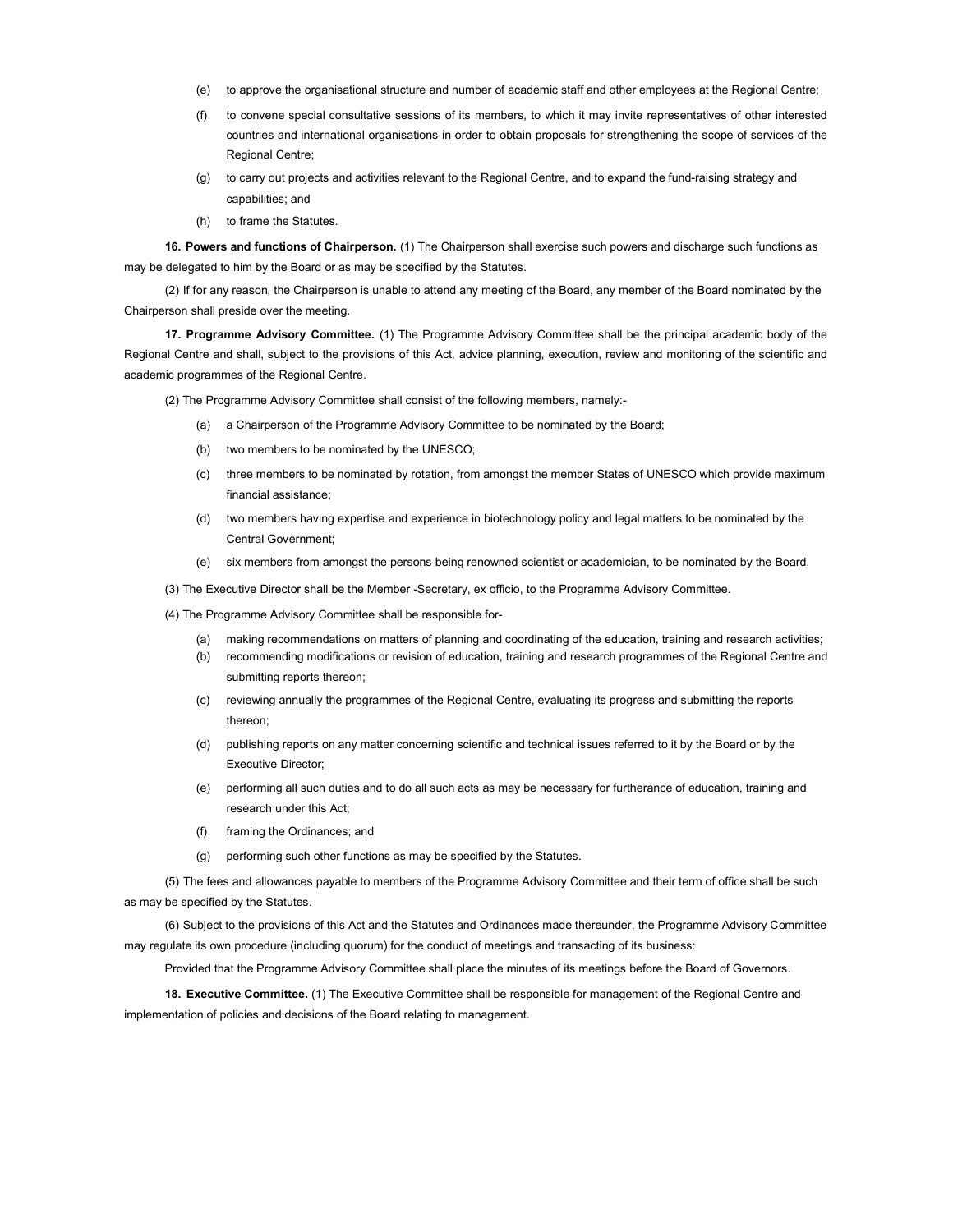(e) to approve the organisational structure and number of academic staff and other employees at the Regional Centre;

(f) to convene special consultative sessions of its members, to which it may invite representatives of other interested countries and international organisations in order to obtain proposals for strengthening the scope of services of the Regional Centre;

(g) to carry out projects and activities relevant to the Regional Centre, and to expand the fund-raising strategy and capabilities; and

(h) to frame the Statutes.

**16. Powers and functions of Chairperson.** (1) The Chairperson shall exercise such powers and discharge such functions as may be delegated to him by the Board or as may be specified by the Statutes.

(2) If for any reason, the Chairperson is unable to attend any meeting of the Board, any member of the Board nominated by the Chairperson shall preside over the meeting.

**17. Programme Advisory Committee.** (1) The Programme Advisory Committee shall be the principal academic body of the Regional Centre and shall, subject to the provisions of this Act, advice planning, execution, review and monitoring of the scientific and academic programmes of the Regional Centre.

(2) The Programme Advisory Committee shall consist of the following members, namely:-

(a) a Chairperson of the Programme Advisory Committee to be nominated by the Board;

(b) two members to be nominated by the UNESCO;

(c) three members to be nominated by rotation, from amongst the member States of UNESCO which provide maximum financial assistance;

(d) two members having expertise and experience in biotechnology policy and legal matters to be nominated by the Central Government;

(e) six members from amongst the persons being renowned scientist or academician, to be nominated by the Board.

(3) The Executive Director shall be the Member -Secretary, ex officio, to the Programme Advisory Committee.

(4) The Programme Advisory Committee shall be responsible for-

(a) making recommendations on matters of planning and coordinating of the education, training and research activities;

(b) recommending modifications or revision of education, training and research programmes of the Regional Centre and submitting reports thereon;

(c) reviewing annually the programmes of the Regional Centre, evaluating its progress and submitting the reports thereon;

(d) publishing reports on any matter concerning scientific and technical issues referred to it by the Board or by the Executive Director;

(e) performing all such duties and to do all such acts as may be necessary for furtherance of education, training and research under this Act;

(f) framing the Ordinances; and

(g) performing such other functions as may be specified by the Statutes.

(5) The fees and allowances payable to members of the Programme Advisory Committee and their term of office shall be such as may be specified by the Statutes.

(6) Subject to the provisions of this Act and the Statutes and Ordinances made thereunder, the Programme Advisory Committee may regulate its own procedure (including quorum) for the conduct of meetings and transacting of its business:

Provided that the Programme Advisory Committee shall place the minutes of its meetings before the Board of Governors.

**18. Executive Committee.** (1) The Executive Committee shall be responsible for management of the Regional Centre and implementation of policies and decisions of the Board relating to management.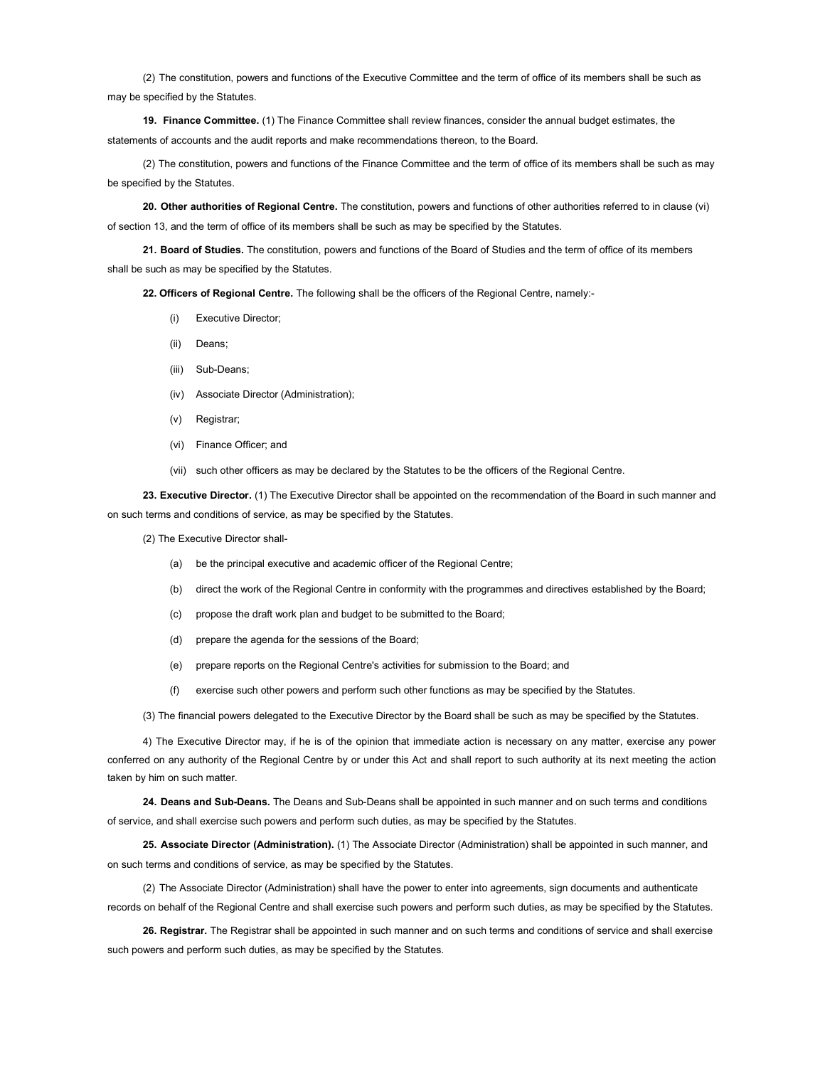(2) The constitution, powers and functions of the Executive Committee and the term of office of its members shall be such as may be specified by the Statutes.

**19. Finance Committee.** (1) The Finance Committee shall review finances, consider the annual budget estimates, the statements of accounts and the audit reports and make recommendations thereon, to the Board.

(2) The constitution, powers and functions of the Finance Committee and the term of office of its members shall be such as may be specified by the Statutes.

**20. Other authorities of Regional Centre.** The constitution, powers and functions of other authorities referred to in clause (vi) of section 13, and the term of office of its members shall be such as may be specified by the Statutes.

**21. Board of Studies.** The constitution, powers and functions of the Board of Studies and the term of office of its members shall be such as may be specified by the Statutes.

**22. Officers of Regional Centre.** The following shall be the officers of the Regional Centre, namely:-

(i) Executive Director;

(ii) Deans;

(iii) Sub-Deans;

(iv) Associate Director (Administration);

(v) Registrar;

(vi) Finance Officer; and

(vii) such other officers as may be declared by the Statutes to be the officers of the Regional Centre.

**23. Executive Director.** (1) The Executive Director shall be appointed on the recommendation of the Board in such manner and on such terms and conditions of service, as may be specified by the Statutes.

(2) The Executive Director shall-

(a) be the principal executive and academic officer of the Regional Centre;

(b) direct the work of the Regional Centre in conformity with the programmes and directives established by the Board;

(c) propose the draft work plan and budget to be submitted to the Board;

(d) prepare the agenda for the sessions of the Board;

(e) prepare reports on the Regional Centre's activities for submission to the Board; and

(f) exercise such other powers and perform such other functions as may be specified by the Statutes.

(3) The financial powers delegated to the Executive Director by the Board shall be such as may be specified by the Statutes.

4) The Executive Director may, if he is of the opinion that immediate action is necessary on any matter, exercise any power conferred on any authority of the Regional Centre by or under this Act and shall report to such authority at its next meeting the action taken by him on such matter.

**24. Deans and Sub-Deans.** The Deans and Sub-Deans shall be appointed in such manner and on such terms and conditions of service, and shall exercise such powers and perform such duties, as may be specified by the Statutes.

**25. Associate Director (Administration).** (1) The Associate Director (Administration) shall be appointed in such manner, and on such terms and conditions of service, as may be specified by the Statutes.

(2) The Associate Director (Administration) shall have the power to enter into agreements, sign documents and authenticate records on behalf of the Regional Centre and shall exercise such powers and perform such duties, as may be specified by the Statutes.

**26. Registrar.** The Registrar shall be appointed in such manner and on such terms and conditions of service and shall exercise such powers and perform such duties, as may be specified by the Statutes.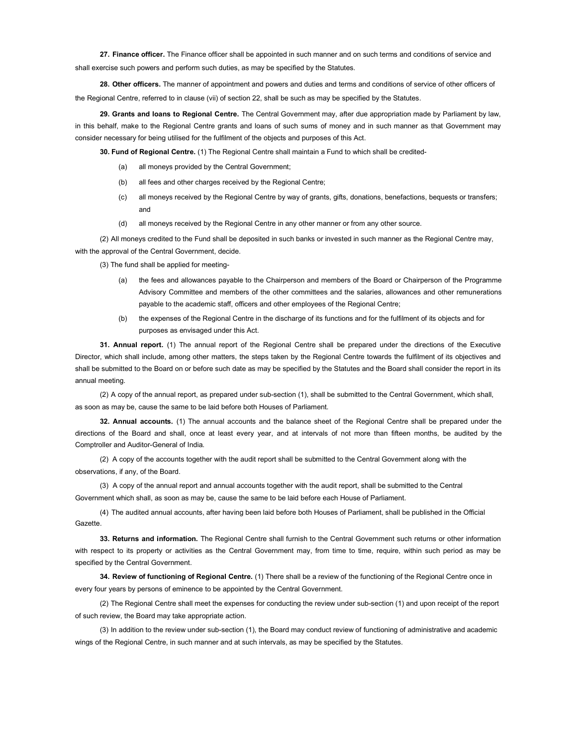**27. Finance officer.** The Finance officer shall be appointed in such manner and on such terms and conditions of service and shall exercise such powers and perform such duties, as may be specified by the Statutes.

**28. Other officers.** The manner of appointment and powers and duties and terms and conditions of service of other officers of the Regional Centre, referred to in clause (vii) of section 22, shall be such as may be specified by the Statutes.

**29. Grants and loans to Regional Centre.** The Central Government may, after due appropriation made by Parliament by law, in this behalf, make to the Regional Centre grants and loans of such sums of money and in such manner as that Government may consider necessary for being utilised for the fulfilment of the objects and purposes of this Act.

**30. Fund of Regional Centre.** (1) The Regional Centre shall maintain a Fund to which shall be credited-

(a) all moneys provided by the Central Government;

(b) all fees and other charges received by the Regional Centre;

(c) all moneys received by the Regional Centre by way of grants, gifts, donations, benefactions, bequests or transfers; and

(d) all moneys received by the Regional Centre in any other manner or from any other source.

(2) All moneys credited to the Fund shall be deposited in such banks or invested in such manner as the Regional Centre may, with the approval of the Central Government, decide.

(3) The fund shall be applied for meeting-

(a) the fees and allowances payable to the Chairperson and members of the Board or Chairperson of the Programme Advisory Committee and members of the other committees and the salaries, allowances and other remunerations payable to the academic staff, officers and other employees of the Regional Centre;

(b) the expenses of the Regional Centre in the discharge of its functions and for the fulfilment of its objects and for purposes as envisaged under this Act.

**31. Annual report.** (1) The annual report of the Regional Centre shall be prepared under the directions of the Executive Director, which shall include, among other matters, the steps taken by the Regional Centre towards the fulfilment of its objectives and shall be submitted to the Board on or before such date as may be specified by the Statutes and the Board shall consider the report in its annual meeting.

(2) A copy of the annual report, as prepared under sub-section (1), shall be submitted to the Central Government, which shall, as soon as may be, cause the same to be laid before both Houses of Parliament.

**32. Annual accounts.** (1) The annual accounts and the balance sheet of the Regional Centre shall be prepared under the directions of the Board and shall, once at least every year, and at intervals of not more than fifteen months, be audited by the Comptroller and Auditor-General of India.

(2) A copy of the accounts together with the audit report shall be submitted to the Central Government along with the observations, if any, of the Board.

(3) A copy of the annual report and annual accounts together with the audit report, shall be submitted to the Central Government which shall, as soon as may be, cause the same to be laid before each House of Parliament.

(4) The audited annual accounts, after having been laid before both Houses of Parliament, shall be published in the Official Gazette.

**33. Returns and information.** The Regional Centre shall furnish to the Central Government such returns or other information with respect to its property or activities as the Central Government may, from time to time, require, within such period as may be specified by the Central Government.

**34. Review of functioning of Regional Centre.** (1) There shall be a review of the functioning of the Regional Centre once in every four years by persons of eminence to be appointed by the Central Government.

(2) The Regional Centre shall meet the expenses for conducting the review under sub-section (1) and upon receipt of the report of such review, the Board may take appropriate action.

(3) In addition to the review under sub-section (1), the Board may conduct review of functioning of administrative and academic wings of the Regional Centre, in such manner and at such intervals, as may be specified by the Statutes.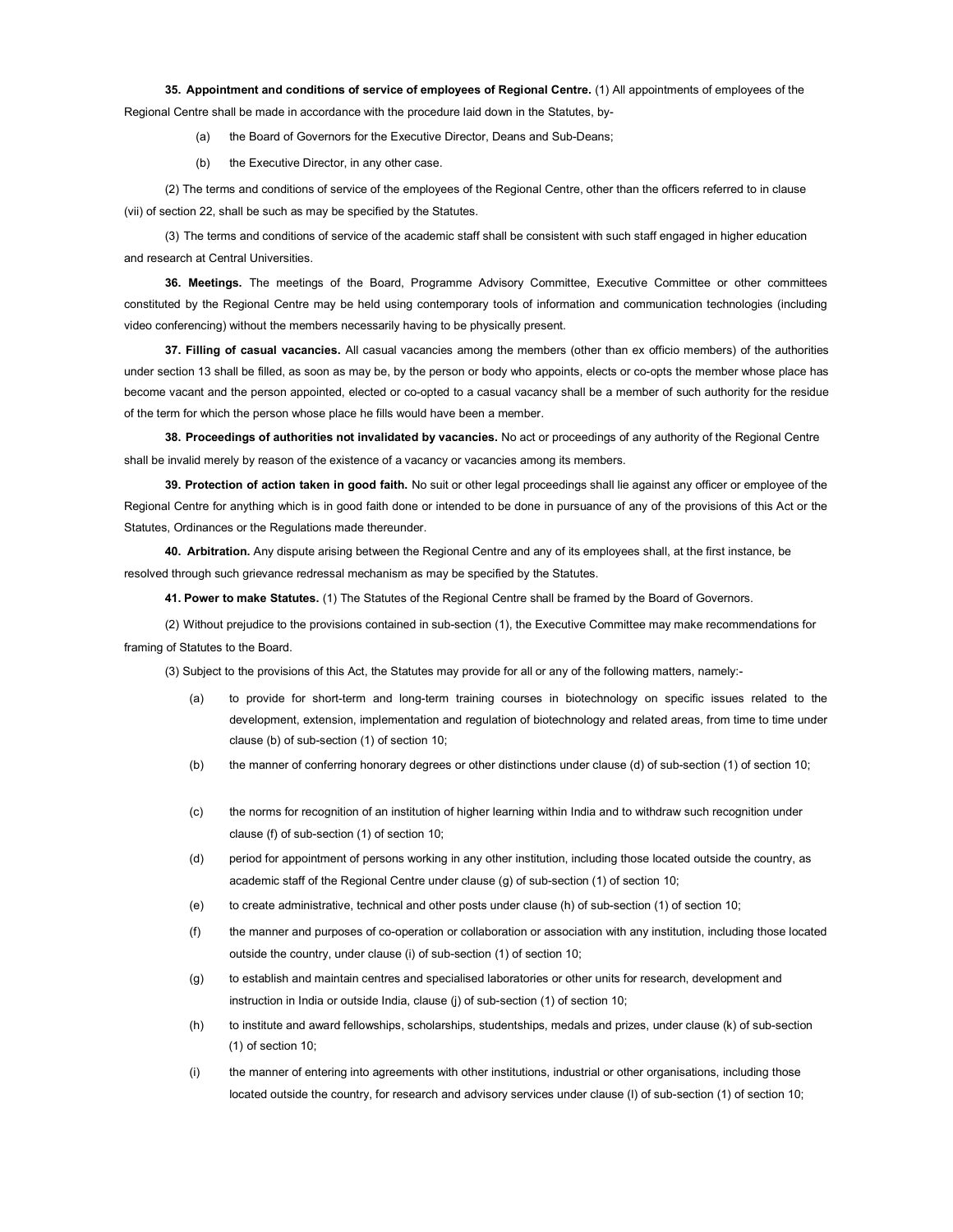**35. Appointment and conditions of service of employees of Regional Centre.** (1) All appointments of employees of the Regional Centre shall be made in accordance with the procedure laid down in the Statutes, by-

(a) the Board of Governors for the Executive Director, Deans and Sub-Deans;

(b) the Executive Director, in any other case.

(2) The terms and conditions of service of the employees of the Regional Centre, other than the officers referred to in clause (vii) of section 22, shall be such as may be specified by the Statutes.

(3) The terms and conditions of service of the academic staff shall be consistent with such staff engaged in higher education and research at Central Universities.

**36. Meetings.** The meetings of the Board, Programme Advisory Committee, Executive Committee or other committees constituted by the Regional Centre may be held using contemporary tools of information and communication technologies (including video conferencing) without the members necessarily having to be physically present.

**37. Filling of casual vacancies.** All casual vacancies among the members (other than ex officio members) of the authorities under section 13 shall be filled, as soon as may be, by the person or body who appoints, elects or co-opts the member whose place has become vacant and the person appointed, elected or co-opted to a casual vacancy shall be a member of such authority for the residue of the term for which the person whose place he fills would have been a member.

**38. Proceedings of authorities not invalidated by vacancies.** No act or proceedings of any authority of the Regional Centre shall be invalid merely by reason of the existence of a vacancy or vacancies among its members.

**39. Protection of action taken in good faith.** No suit or other legal proceedings shall lie against any officer or employee of the Regional Centre for anything which is in good faith done or intended to be done in pursuance of any of the provisions of this Act or the Statutes, Ordinances or the Regulations made thereunder.

**40. Arbitration.** Any dispute arising between the Regional Centre and any of its employees shall, at the first instance, be resolved through such grievance redressal mechanism as may be specified by the Statutes.

**41. Power to make Statutes.** (1) The Statutes of the Regional Centre shall be framed by the Board of Governors.

(2) Without prejudice to the provisions contained in sub-section (1), the Executive Committee may make recommendations for framing of Statutes to the Board.

(3) Subject to the provisions of this Act, the Statutes may provide for all or any of the following matters, namely:-

(a) to provide for short-term and long-term training courses in biotechnology on specific issues related to the development, extension, implementation and regulation of biotechnology and related areas, from time to time under clause (b) of sub-section (1) of section 10;

(b) the manner of conferring honorary degrees or other distinctions under clause (d) of sub-section (1) of section 10;

(c) the norms for recognition of an institution of higher learning within India and to withdraw such recognition under clause (f) of sub-section (1) of section 10;

(d) period for appointment of persons working in any other institution, including those located outside the country, as academic staff of the Regional Centre under clause (g) of sub-section (1) of section 10;

(e) to create administrative, technical and other posts under clause (h) of sub-section (1) of section 10;

(f) the manner and purposes of co-operation or collaboration or association with any institution, including those located outside the country, under clause (i) of sub-section (1) of section 10;

(g) to establish and maintain centres and specialised laboratories or other units for research, development and instruction in India or outside India, clause (j) of sub-section (1) of section 10;

(h) to institute and award fellowships, scholarships, studentships, medals and prizes, under clause (k) of sub-section (1) of section 10;

(i) the manner of entering into agreements with other institutions, industrial or other organisations, including those located outside the country, for research and advisory services under clause (l) of sub-section (1) of section 10;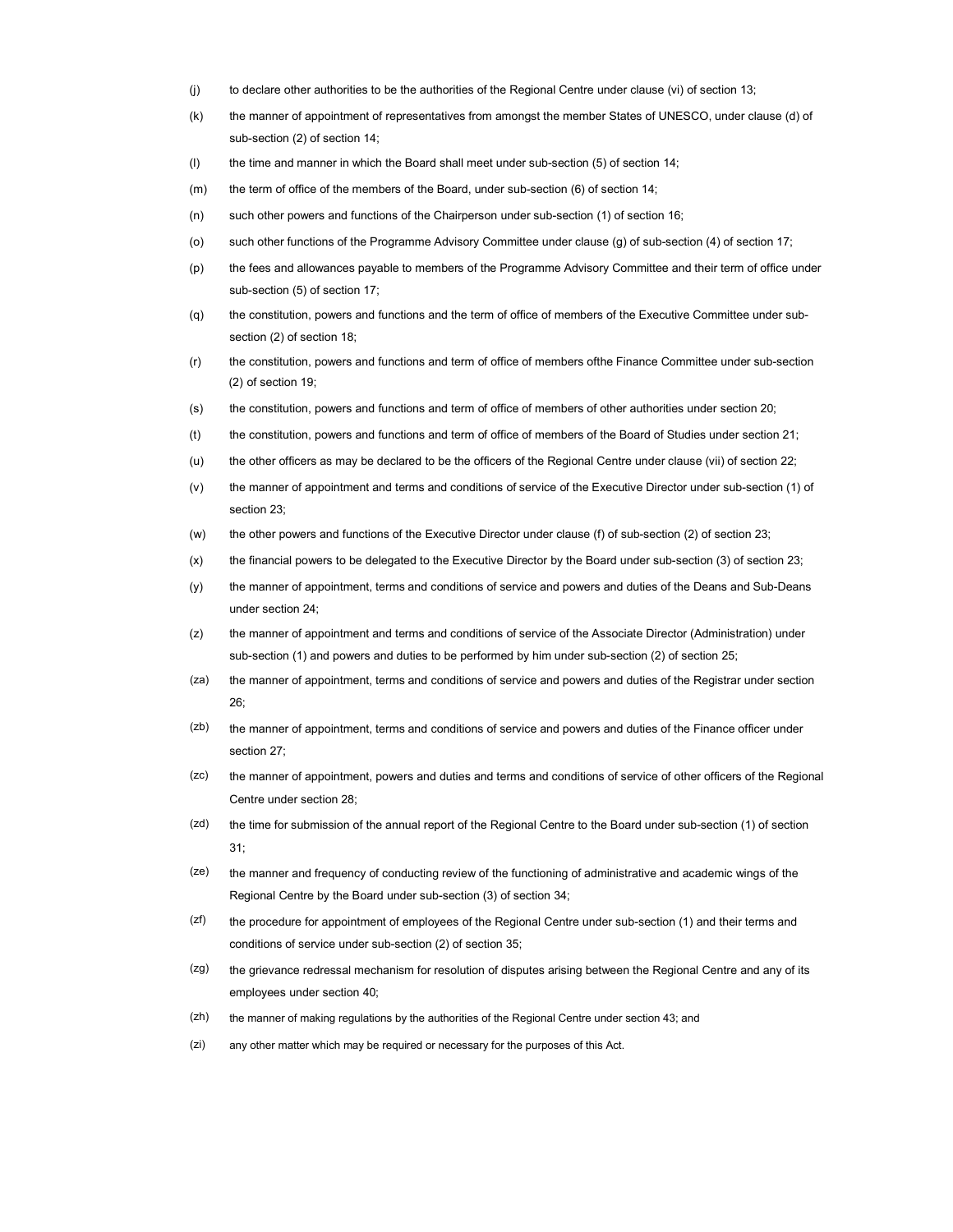(j) to declare other authorities to be the authorities of the Regional Centre under clause (vi) of section 13;

(k) the manner of appointment of representatives from amongst the member States of UNESCO, under clause (d) of sub-section (2) of section 14;

(l) the time and manner in which the Board shall meet under sub-section (5) of section 14;

(m) the term of office of the members of the Board, under sub-section (6) of section 14;

(n) such other powers and functions of the Chairperson under sub-section (1) of section 16;

(o) such other functions of the Programme Advisory Committee under clause (g) of sub-section (4) of section 17;

(p) the fees and allowances payable to members of the Programme Advisory Committee and their term of office under sub-section (5) of section 17;

(q) the constitution, powers and functions and the term of office of members of the Executive Committee under sub-section (2) of section 18;

(r) the constitution, powers and functions and term of office of members ofthe Finance Committee under sub-section (2) of section 19;

(s) the constitution, powers and functions and term of office of members of other authorities under section 20;

(t) the constitution, powers and functions and term of office of members of the Board of Studies under section 21;

(u) the other officers as may be declared to be the officers of the Regional Centre under clause (vii) of section 22;

(v) the manner of appointment and terms and conditions of service of the Executive Director under sub-section (1) of section 23;

(w) the other powers and functions of the Executive Director under clause (f) of sub-section (2) of section 23;

(x) the financial powers to be delegated to the Executive Director by the Board under sub-section (3) of section 23;

(y) the manner of appointment, terms and conditions of service and powers and duties of the Deans and Sub-Deans under section 24;

(z) the manner of appointment and terms and conditions of service of the Associate Director (Administration) under sub-section (1) and powers and duties to be performed by him under sub-section (2) of section 25;

(za) the manner of appointment, terms and conditions of service and powers and duties of the Registrar under section 26;

(zb) the manner of appointment, terms and conditions of service and powers and duties of the Finance officer under section 27;

(zc) the manner of appointment, powers and duties and terms and conditions of service of other officers of the Regional Centre under section 28;

(zd) the time for submission of the annual report of the Regional Centre to the Board under sub-section (1) of section 31;

(ze) the manner and frequency of conducting review of the functioning of administrative and academic wings of the Regional Centre by the Board under sub-section (3) of section 34;

(zf) the procedure for appointment of employees of the Regional Centre under sub-section (1) and their terms and conditions of service under sub-section (2) of section 35;

(zg) the grievance redressal mechanism for resolution of disputes arising between the Regional Centre and any of its employees under section 40;

(zh) the manner of making regulations by the authorities of the Regional Centre under section 43; and

(zi) any other matter which may be required or necessary for the purposes of this Act.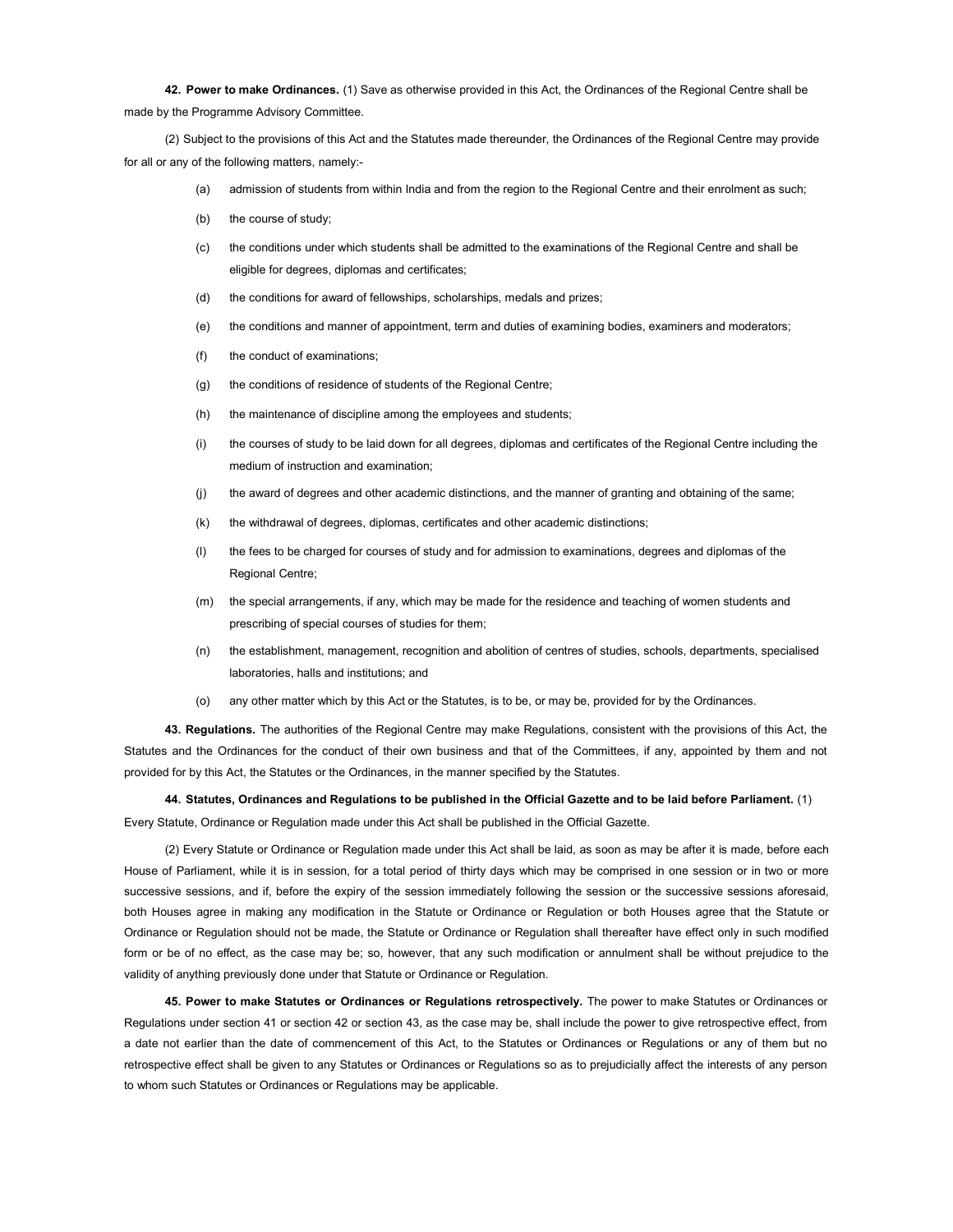**42. Power to make Ordinances.** (1) Save as otherwise provided in this Act, the Ordinances of the Regional Centre shall be made by the Programme Advisory Committee.

(2) Subject to the provisions of this Act and the Statutes made thereunder, the Ordinances of the Regional Centre may provide for all or any of the following matters, namely:-

(a) admission of students from within India and from the region to the Regional Centre and their enrolment as such;

(b) the course of study;

(c) the conditions under which students shall be admitted to the examinations of the Regional Centre and shall be eligible for degrees, diplomas and certificates;

(d) the conditions for award of fellowships, scholarships, medals and prizes;

(e) the conditions and manner of appointment, term and duties of examining bodies, examiners and moderators;

(f) the conduct of examinations;

(g) the conditions of residence of students of the Regional Centre;

(h) the maintenance of discipline among the employees and students;

(i) the courses of study to be laid down for all degrees, diplomas and certificates of the Regional Centre including the medium of instruction and examination;

(j) the award of degrees and other academic distinctions, and the manner of granting and obtaining of the same;

(k) the withdrawal of degrees, diplomas, certificates and other academic distinctions;

(l) the fees to be charged for courses of study and for admission to examinations, degrees and diplomas of the Regional Centre;

(m) the special arrangements, if any, which may be made for the residence and teaching of women students and prescribing of special courses of studies for them;

(n) the establishment, management, recognition and abolition of centres of studies, schools, departments, specialised laboratories, halls and institutions; and

(o) any other matter which by this Act or the Statutes, is to be, or may be, provided for by the Ordinances.

**43. Regulations.** The authorities of the Regional Centre may make Regulations, consistent with the provisions of this Act, the Statutes and the Ordinances for the conduct of their own business and that of the Committees, if any, appointed by them and not provided for by this Act, the Statutes or the Ordinances, in the manner specified by the Statutes.

**44. Statutes, Ordinances and Regulations to be published in the Official Gazette and to be laid before Parliament.** (1) Every Statute, Ordinance or Regulation made under this Act shall be published in the Official Gazette.

(2) Every Statute or Ordinance or Regulation made under this Act shall be laid, as soon as may be after it is made, before each House of Parliament, while it is in session, for a total period of thirty days which may be comprised in one session or in two or more successive sessions, and if, before the expiry of the session immediately following the session or the successive sessions aforesaid, both Houses agree in making any modification in the Statute or Ordinance or Regulation or both Houses agree that the Statute or Ordinance or Regulation should not be made, the Statute or Ordinance or Regulation shall thereafter have effect only in such modified form or be of no effect, as the case may be; so, however, that any such modification or annulment shall be without prejudice to the validity of anything previously done under that Statute or Ordinance or Regulation.

**45. Power to make Statutes or Ordinances or Regulations retrospectively.** The power to make Statutes or Ordinances or Regulations under section 41 or section 42 or section 43, as the case may be, shall include the power to give retrospective effect, from a date not earlier than the date of commencement of this Act, to the Statutes or Ordinances or Regulations or any of them but no retrospective effect shall be given to any Statutes or Ordinances or Regulations so as to prejudicially affect the interests of any person to whom such Statutes or Ordinances or Regulations may be applicable.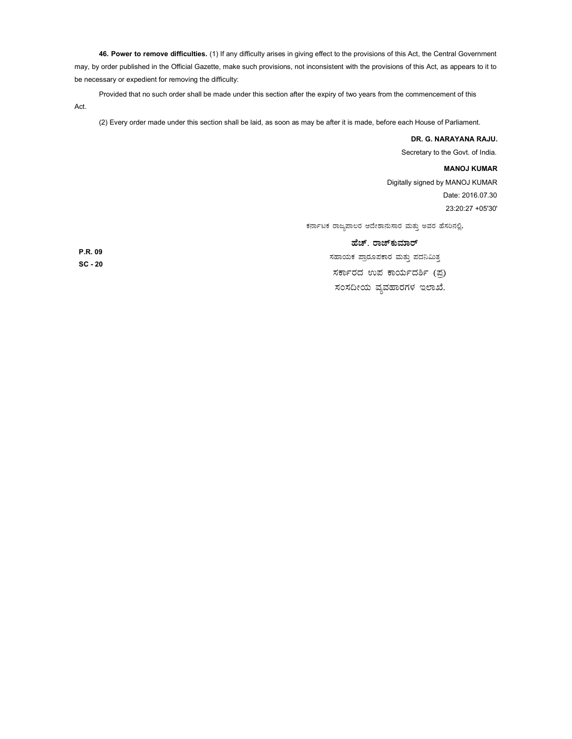**46. Power to remove difficulties.** (1) If any difficulty arises in giving effect to the provisions of this Act, the Central Government may, by order published in the Official Gazette, make such provisions, not inconsistent with the provisions of this Act, as appears to it to be necessary or expedient for removing the difficulty:

Provided that no such order shall be made under this section after the expiry of two years from the commencement of this Act.

(2) Every order made under this section shall be laid, as soon as may be after it is made, before each House of Parliament.

**DR. G. NARAYANA RAJU.**

Secretary to the Govt. of India.

**MANOJ KUMAR**

Digitally signed by MANOJ KUMAR
Date: 2016.07.30
23:20:27 +05'30'

ಕರ್ನಾಟಕ ರಾಜ್ಯಪಾಲರ ಆದೇಶಾನುಸಾರ ಮತ್ತು ಅವರ ಹೆಸರಿನಲ್ಲಿ,

**ಹೆಚ್. ರಾಜ್‌ಕುಮಾರ್**

ಸಹಾಯಕ ಪ್ರಾರೂಪಕಾರ ಮತ್ತು ಪದನಿಮಿತ್ತ

ಸರ್ಕಾರದ ಉಪ ಕಾರ್ಯದರ್ಶಿ (ಪ್ರ)

ಸಂಸದೀಯ ವ್ಯವಹಾರಗಳ ಇಲಾಖೆ.

**P.R. 09**
**SC - 20**